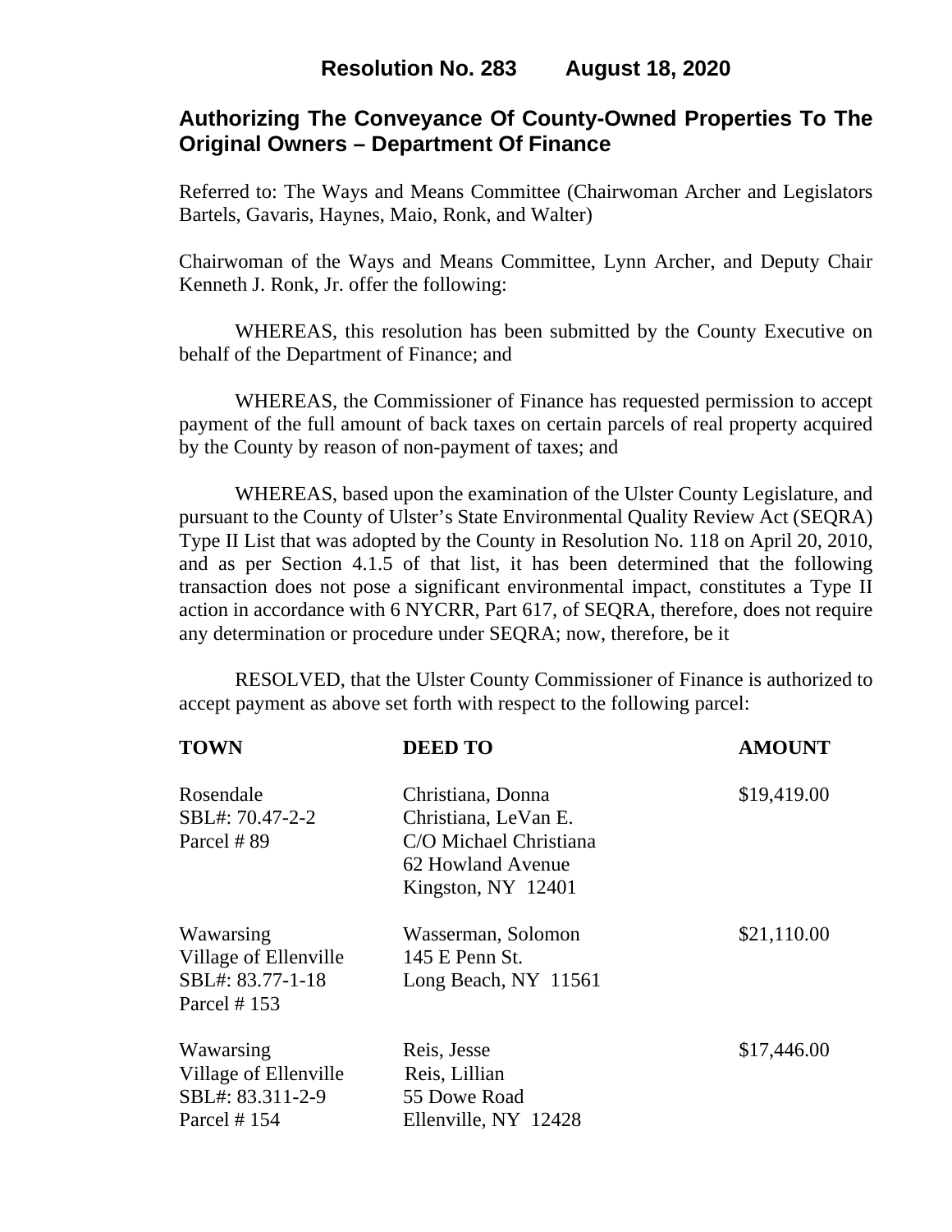# Resolution No. 283 August 18, 2020

## Authorizing The Conveyance Of County-Owned Properties To The Original Owners – Department Of Finance

Referred to: The Ways and Means Committee (Chairwoman Archer and Legislators Bartels, Gavaris, Haynes, Maio, Ronk, and Walter)

Chairwoman of the Ways and Means Committee, Lynn Archer, and Deputy Chair Kenneth J. Ronk, Jr. offer the following:

WHEREAS, this resolution has been submitted by the County Executive on behalf of the Department of Finance; and

WHEREAS, the Commissioner of Finance has requested permission to accept payment of the full amount of back taxes on certain parcels of real property acquired by the County by reason of non-payment of taxes; and

WHEREAS, based upon the examination of the Ulster County Legislature, and pursuant to the County of Ulster's State Environmental Quality Review Act (SEQRA) Type II List that was adopted by the County in Resolution No. 118 on April 20, 2010, and as per Section 4.1.5 of that list, it has been determined that the following transaction does not pose a significant environmental impact, constitutes a Type II action in accordance with 6 NYCRR, Part 617, of SEQRA, therefore, does not require any determination or procedure under SEQRA; now, therefore, be it

RESOLVED, that the Ulster County Commissioner of Finance is authorized to accept payment as above set forth with respect to the following parcel:

| TOWN | DEED TO | AMOUNT |
|---|---|---|
| Rosendale<br>SBL#: 70.47-2-2<br>Parcel # 89 | Christiana, Donna<br>Christiana, LeVan E.<br>C/O Michael Christiana<br>62 Howland Avenue<br>Kingston, NY 12401 | $19,419.00 |
| Wawarsing<br>Village of Ellenville<br>SBL#: 83.77-1-18<br>Parcel # 153 | Wasserman, Solomon<br>145 E Penn St.<br>Long Beach, NY 11561 | $21,110.00 |
| Wawarsing<br>Village of Ellenville<br>SBL#: 83.311-2-9<br>Parcel # 154 | Reis, Jesse<br>Reis, Lillian<br>55 Dowe Road<br>Ellenville, NY 12428 | $17,446.00 |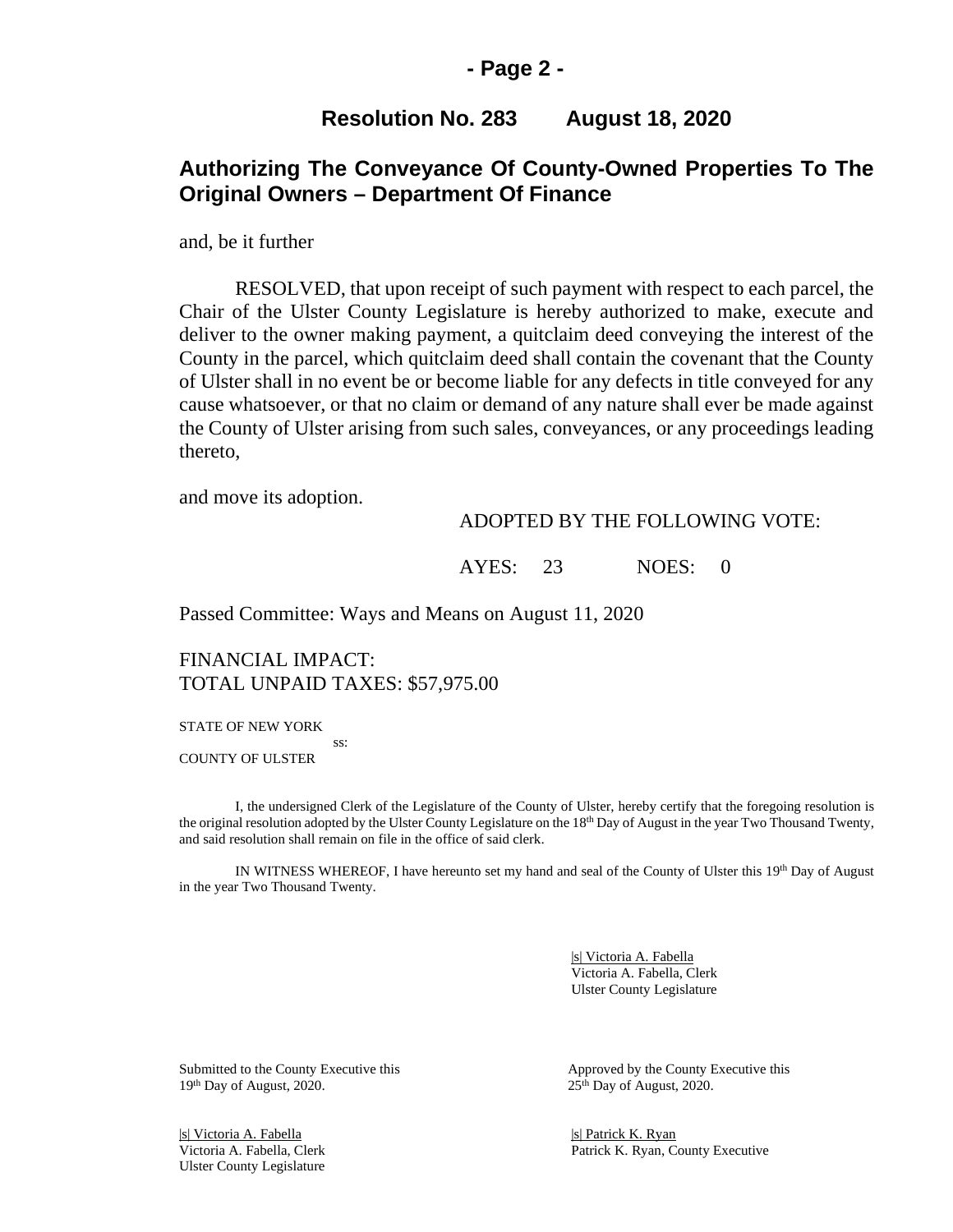## Resolution No. 283 August 18, 2020

## Authorizing The Conveyance Of County-Owned Properties To The Original Owners – Department Of Finance

and, be it further

RESOLVED, that upon receipt of such payment with respect to each parcel, the Chair of the Ulster County Legislature is hereby authorized to make, execute and deliver to the owner making payment, a quitclaim deed conveying the interest of the County in the parcel, which quitclaim deed shall contain the covenant that the County of Ulster shall in no event be or become liable for any defects in title conveyed for any cause whatsoever, or that no claim or demand of any nature shall ever be made against the County of Ulster arising from such sales, conveyances, or any proceedings leading thereto,

and move its adoption.

ADOPTED BY THE FOLLOWING VOTE:

AYES: 23 NOES: 0

Passed Committee: Ways and Means on August 11, 2020

FINANCIAL IMPACT:
TOTAL UNPAID TAXES: $57,975.00

STATE OF NEW YORK
ss:
COUNTY OF ULSTER

I, the undersigned Clerk of the Legislature of the County of Ulster, hereby certify that the foregoing resolution is the original resolution adopted by the Ulster County Legislature on the 18th Day of August in the year Two Thousand Twenty, and said resolution shall remain on file in the office of said clerk.

IN WITNESS WHEREOF, I have hereunto set my hand and seal of the County of Ulster this 19th Day of August in the year Two Thousand Twenty.

|s| Victoria A. Fabella
Victoria A. Fabella, Clerk
Ulster County Legislature

Submitted to the County Executive this 19th Day of August, 2020.

|s| Victoria A. Fabella
Victoria A. Fabella, Clerk
Ulster County Legislature

Approved by the County Executive this 25th Day of August, 2020.

|s| Patrick K. Ryan
Patrick K. Ryan, County Executive